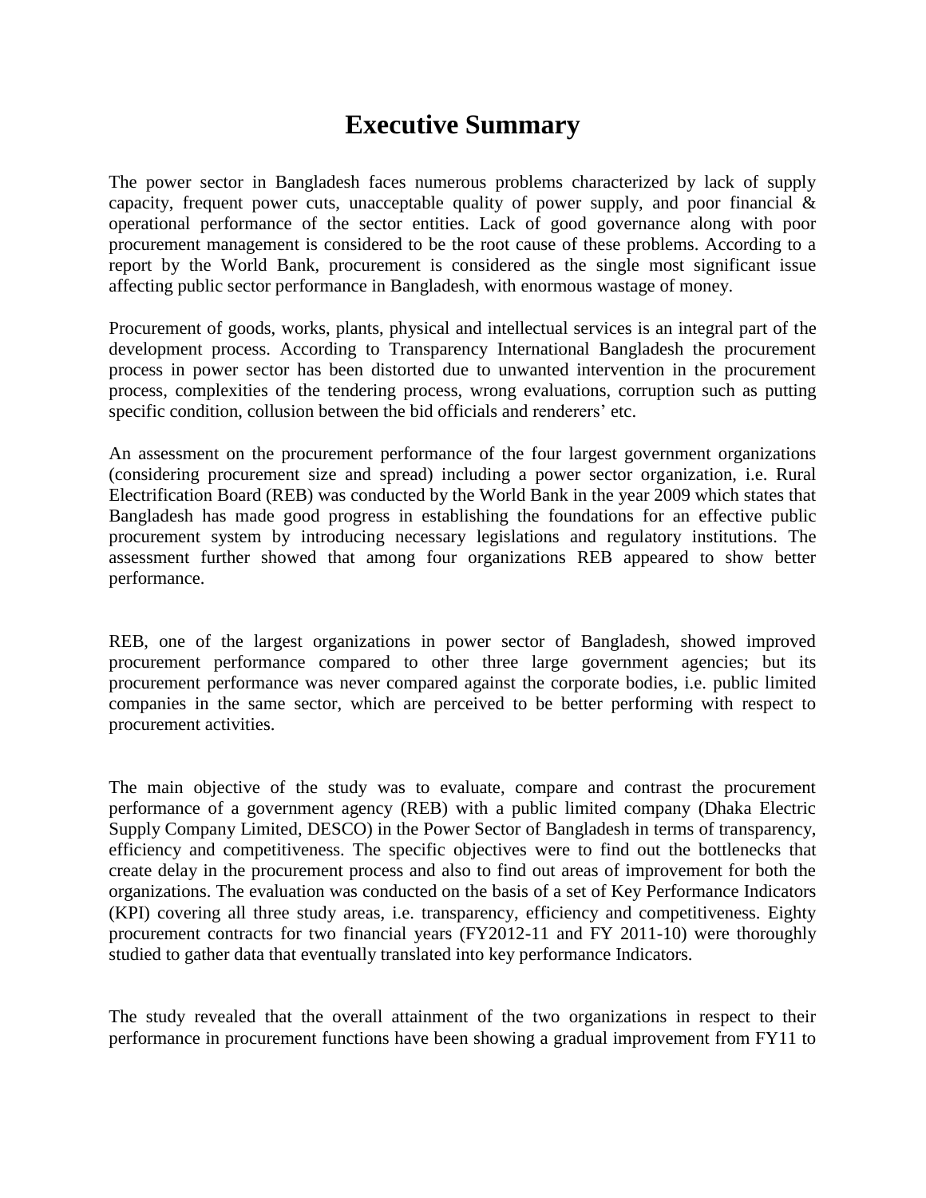# Executive Summary

The power sector in Bangladesh faces numerous problems characterized by lack of supply capacity, frequent power cuts, unacceptable quality of power supply, and poor financial & operational performance of the sector entities. Lack of good governance along with poor procurement management is considered to be the root cause of these problems. According to a report by the World Bank, procurement is considered as the single most significant issue affecting public sector performance in Bangladesh, with enormous wastage of money.

Procurement of goods, works, plants, physical and intellectual services is an integral part of the development process. According to Transparency International Bangladesh the procurement process in power sector has been distorted due to unwanted intervention in the procurement process, complexities of the tendering process, wrong evaluations, corruption such as putting specific condition, collusion between the bid officials and renderers' etc.

An assessment on the procurement performance of the four largest government organizations (considering procurement size and spread) including a power sector organization, i.e. Rural Electrification Board (REB) was conducted by the World Bank in the year 2009 which states that Bangladesh has made good progress in establishing the foundations for an effective public procurement system by introducing necessary legislations and regulatory institutions. The assessment further showed that among four organizations REB appeared to show better performance.

REB, one of the largest organizations in power sector of Bangladesh, showed improved procurement performance compared to other three large government agencies; but its procurement performance was never compared against the corporate bodies, i.e. public limited companies in the same sector, which are perceived to be better performing with respect to procurement activities.

The main objective of the study was to evaluate, compare and contrast the procurement performance of a government agency (REB) with a public limited company (Dhaka Electric Supply Company Limited, DESCO) in the Power Sector of Bangladesh in terms of transparency, efficiency and competitiveness. The specific objectives were to find out the bottlenecks that create delay in the procurement process and also to find out areas of improvement for both the organizations. The evaluation was conducted on the basis of a set of Key Performance Indicators (KPI) covering all three study areas, i.e. transparency, efficiency and competitiveness. Eighty procurement contracts for two financial years (FY2012-11 and FY 2011-10) were thoroughly studied to gather data that eventually translated into key performance Indicators.

The study revealed that the overall attainment of the two organizations in respect to their performance in procurement functions have been showing a gradual improvement from FY11 to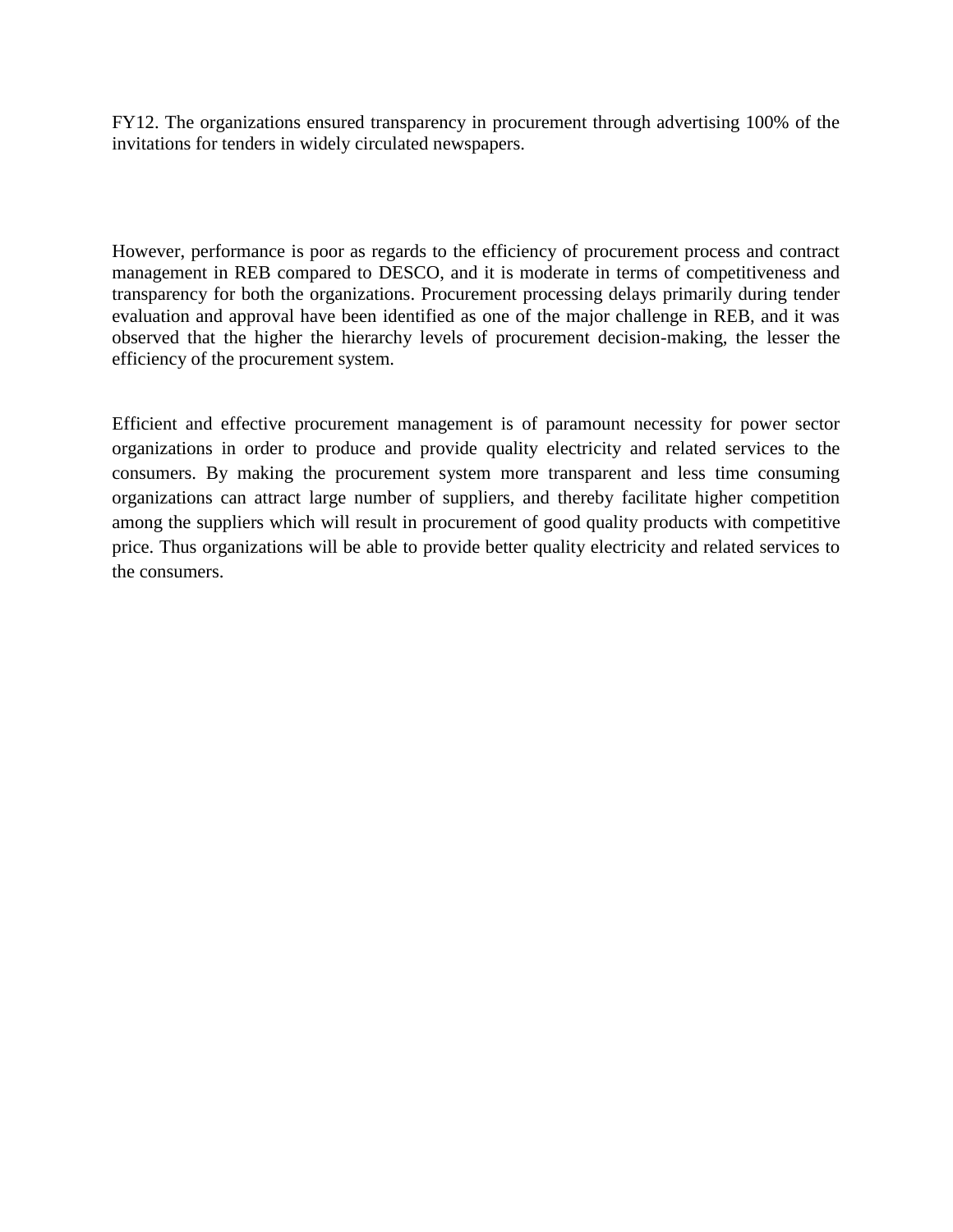FY12. The organizations ensured transparency in procurement through advertising 100% of the invitations for tenders in widely circulated newspapers.

However, performance is poor as regards to the efficiency of procurement process and contract management in REB compared to DESCO, and it is moderate in terms of competitiveness and transparency for both the organizations. Procurement processing delays primarily during tender evaluation and approval have been identified as one of the major challenge in REB, and it was observed that the higher the hierarchy levels of procurement decision-making, the lesser the efficiency of the procurement system.

Efficient and effective procurement management is of paramount necessity for power sector organizations in order to produce and provide quality electricity and related services to the consumers. By making the procurement system more transparent and less time consuming organizations can attract large number of suppliers, and thereby facilitate higher competition among the suppliers which will result in procurement of good quality products with competitive price. Thus organizations will be able to provide better quality electricity and related services to the consumers.